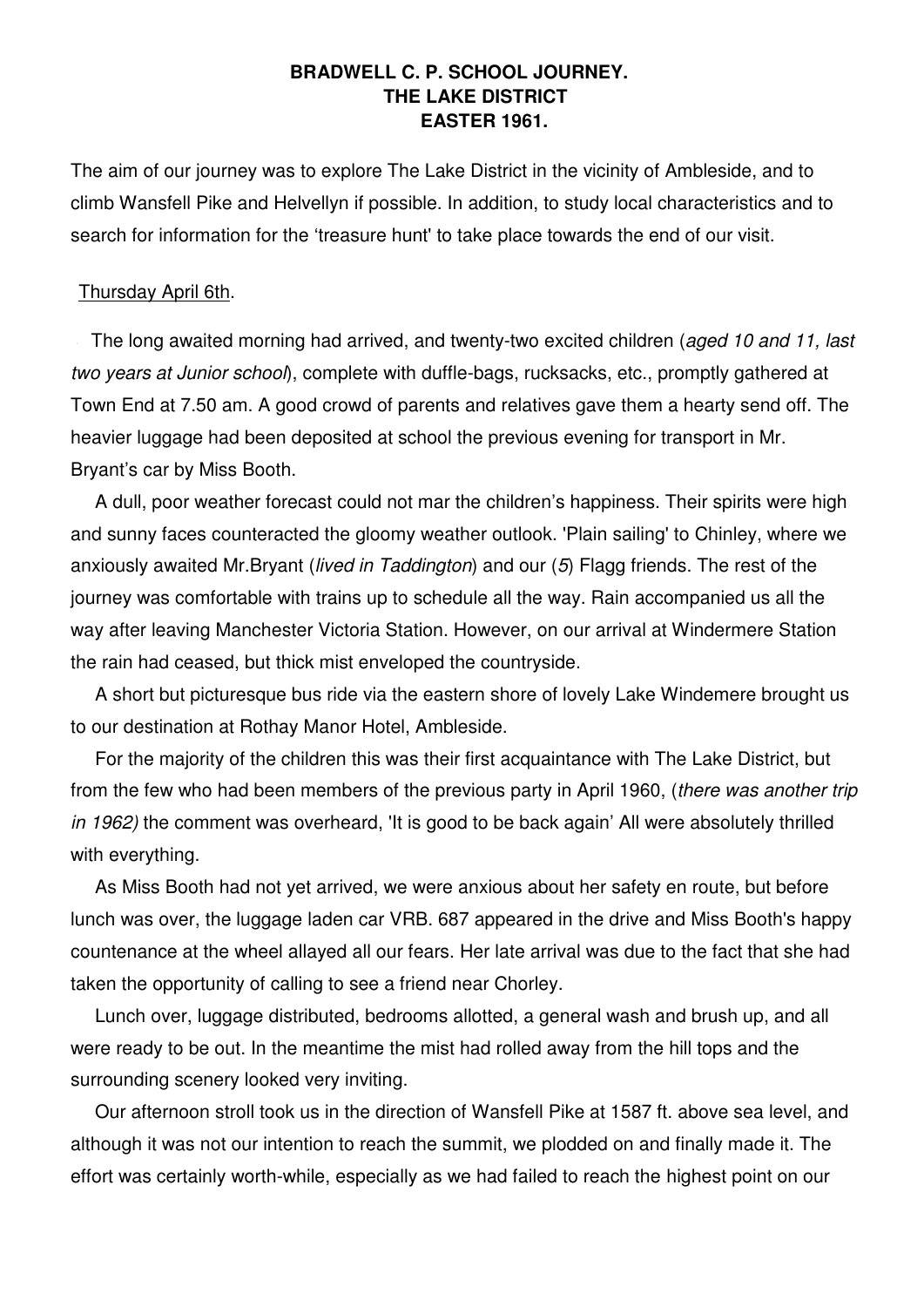**BRADWELL C. P. SCHOOL JOURNEY.**
**THE LAKE DISTRICT**
**EASTER 1961.**

The aim of our journey was to explore The Lake District in the vicinity of Ambleside, and to climb Wansfell Pike and Helvellyn if possible. In addition, to study local characteristics and to search for information for the 'treasure hunt' to take place towards the end of our visit.

Thursday April 6th.

The long awaited morning had arrived, and twenty-two excited children (*aged 10 and 11, last two years at Junior school*), complete with duffle-bags, rucksacks, etc., promptly gathered at Town End at 7.50 am. A good crowd of parents and relatives gave them a hearty send off. The heavier luggage had been deposited at school the previous evening for transport in Mr. Bryant's car by Miss Booth.

A dull, poor weather forecast could not mar the children's happiness. Their spirits were high and sunny faces counteracted the gloomy weather outlook. 'Plain sailing' to Chinley, where we anxiously awaited Mr.Bryant (*lived in Taddington*) and our (*5*) Flagg friends. The rest of the journey was comfortable with trains up to schedule all the way. Rain accompanied us all the way after leaving Manchester Victoria Station. However, on our arrival at Windermere Station the rain had ceased, but thick mist enveloped the countryside.

A short but picturesque bus ride via the eastern shore of lovely Lake Windemere brought us to our destination at Rothay Manor Hotel, Ambleside.

For the majority of the children this was their first acquaintance with The Lake District, but from the few who had been members of the previous party in April 1960, (*there was another trip in 1962)* the comment was overheard, 'It is good to be back again' All were absolutely thrilled with everything.

As Miss Booth had not yet arrived, we were anxious about her safety en route, but before lunch was over, the luggage laden car VRB. 687 appeared in the drive and Miss Booth's happy countenance at the wheel allayed all our fears. Her late arrival was due to the fact that she had taken the opportunity of calling to see a friend near Chorley.

Lunch over, luggage distributed, bedrooms allotted, a general wash and brush up, and all were ready to be out. In the meantime the mist had rolled away from the hill tops and the surrounding scenery looked very inviting.

Our afternoon stroll took us in the direction of Wansfell Pike at 1587 ft. above sea level, and although it was not our intention to reach the summit, we plodded on and finally made it. The effort was certainly worth-while, especially as we had failed to reach the highest point on our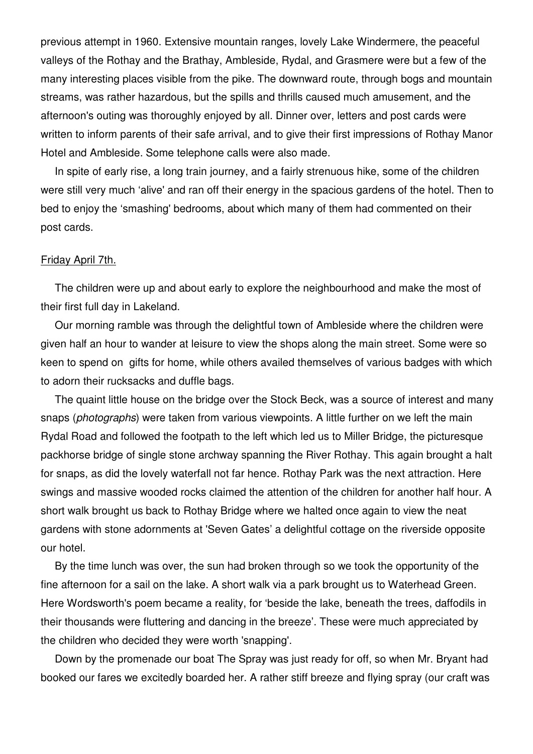previous attempt in 1960. Extensive mountain ranges, lovely Lake Windermere, the peaceful valleys of the Rothay and the Brathay, Ambleside, Rydal, and Grasmere were but a few of the many interesting places visible from the pike. The downward route, through bogs and mountain streams, was rather hazardous, but the spills and thrills caused much amusement, and the afternoon's outing was thoroughly enjoyed by all. Dinner over, letters and post cards were written to inform parents of their safe arrival, and to give their first impressions of Rothay Manor Hotel and Ambleside. Some telephone calls were also made.

In spite of early rise, a long train journey, and a fairly strenuous hike, some of the children were still very much 'alive' and ran off their energy in the spacious gardens of the hotel. Then to bed to enjoy the 'smashing' bedrooms, about which many of them had commented on their post cards.

<u>Friday April 7th.</u>

The children were up and about early to explore the neighbourhood and make the most of their first full day in Lakeland.

Our morning ramble was through the delightful town of Ambleside where the children were given half an hour to wander at leisure to view the shops along the main street. Some were so keen to spend on gifts for home, while others availed themselves of various badges with which to adorn their rucksacks and duffle bags.

The quaint little house on the bridge over the Stock Beck, was a source of interest and many snaps (*photographs*) were taken from various viewpoints. A little further on we left the main Rydal Road and followed the footpath to the left which led us to Miller Bridge, the picturesque packhorse bridge of single stone archway spanning the River Rothay. This again brought a halt for snaps, as did the lovely waterfall not far hence. Rothay Park was the next attraction. Here swings and massive wooded rocks claimed the attention of the children for another half hour. A short walk brought us back to Rothay Bridge where we halted once again to view the neat gardens with stone adornments at 'Seven Gates' a delightful cottage on the riverside opposite our hotel.

By the time lunch was over, the sun had broken through so we took the opportunity of the fine afternoon for a sail on the lake. A short walk via a park brought us to Waterhead Green. Here Wordsworth's poem became a reality, for 'beside the lake, beneath the trees, daffodils in their thousands were fluttering and dancing in the breeze'. These were much appreciated by the children who decided they were worth 'snapping'.

Down by the promenade our boat The Spray was just ready for off, so when Mr. Bryant had booked our fares we excitedly boarded her. A rather stiff breeze and flying spray (our craft was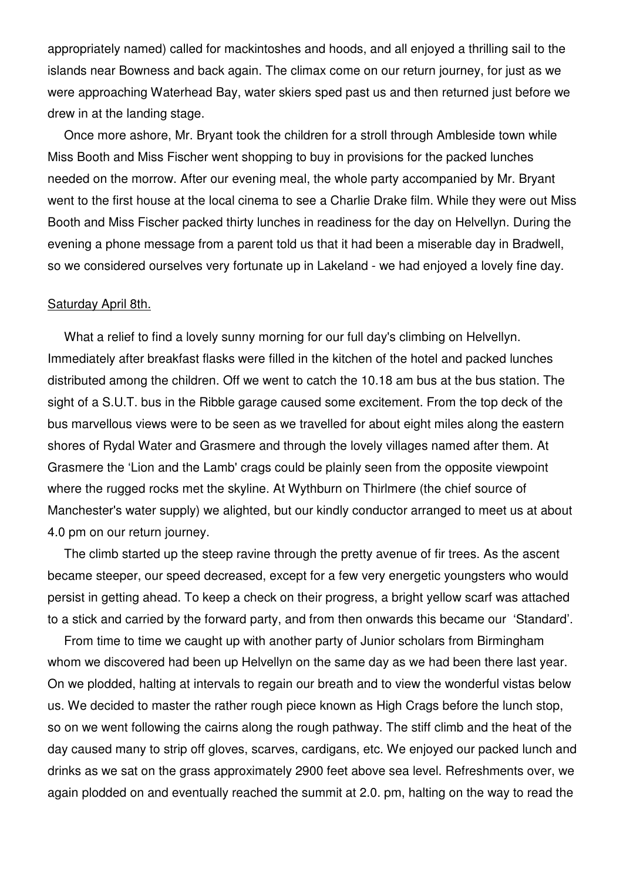appropriately named) called for mackintoshes and hoods, and all enjoyed a thrilling sail to the islands near Bowness and back again. The climax come on our return journey, for just as we were approaching Waterhead Bay, water skiers sped past us and then returned just before we drew in at the landing stage.

Once more ashore, Mr. Bryant took the children for a stroll through Ambleside town while Miss Booth and Miss Fischer went shopping to buy in provisions for the packed lunches needed on the morrow. After our evening meal, the whole party accompanied by Mr. Bryant went to the first house at the local cinema to see a Charlie Drake film. While they were out Miss Booth and Miss Fischer packed thirty lunches in readiness for the day on Helvellyn. During the evening a phone message from a parent told us that it had been a miserable day in Bradwell, so we considered ourselves very fortunate up in Lakeland - we had enjoyed a lovely fine day.

Saturday April 8th.

What a relief to find a lovely sunny morning for our full day's climbing on Helvellyn. Immediately after breakfast flasks were filled in the kitchen of the hotel and packed lunches distributed among the children. Off we went to catch the 10.18 am bus at the bus station. The sight of a S.U.T. bus in the Ribble garage caused some excitement. From the top deck of the bus marvellous views were to be seen as we travelled for about eight miles along the eastern shores of Rydal Water and Grasmere and through the lovely villages named after them. At Grasmere the 'Lion and the Lamb' crags could be plainly seen from the opposite viewpoint where the rugged rocks met the skyline. At Wythburn on Thirlmere (the chief source of Manchester's water supply) we alighted, but our kindly conductor arranged to meet us at about 4.0 pm on our return journey.

The climb started up the steep ravine through the pretty avenue of fir trees. As the ascent became steeper, our speed decreased, except for a few very energetic youngsters who would persist in getting ahead. To keep a check on their progress, a bright yellow scarf was attached to a stick and carried by the forward party, and from then onwards this became our 'Standard'.

From time to time we caught up with another party of Junior scholars from Birmingham whom we discovered had been up Helvellyn on the same day as we had been there last year. On we plodded, halting at intervals to regain our breath and to view the wonderful vistas below us. We decided to master the rather rough piece known as High Crags before the lunch stop, so on we went following the cairns along the rough pathway. The stiff climb and the heat of the day caused many to strip off gloves, scarves, cardigans, etc. We enjoyed our packed lunch and drinks as we sat on the grass approximately 2900 feet above sea level. Refreshments over, we again plodded on and eventually reached the summit at 2.0. pm, halting on the way to read the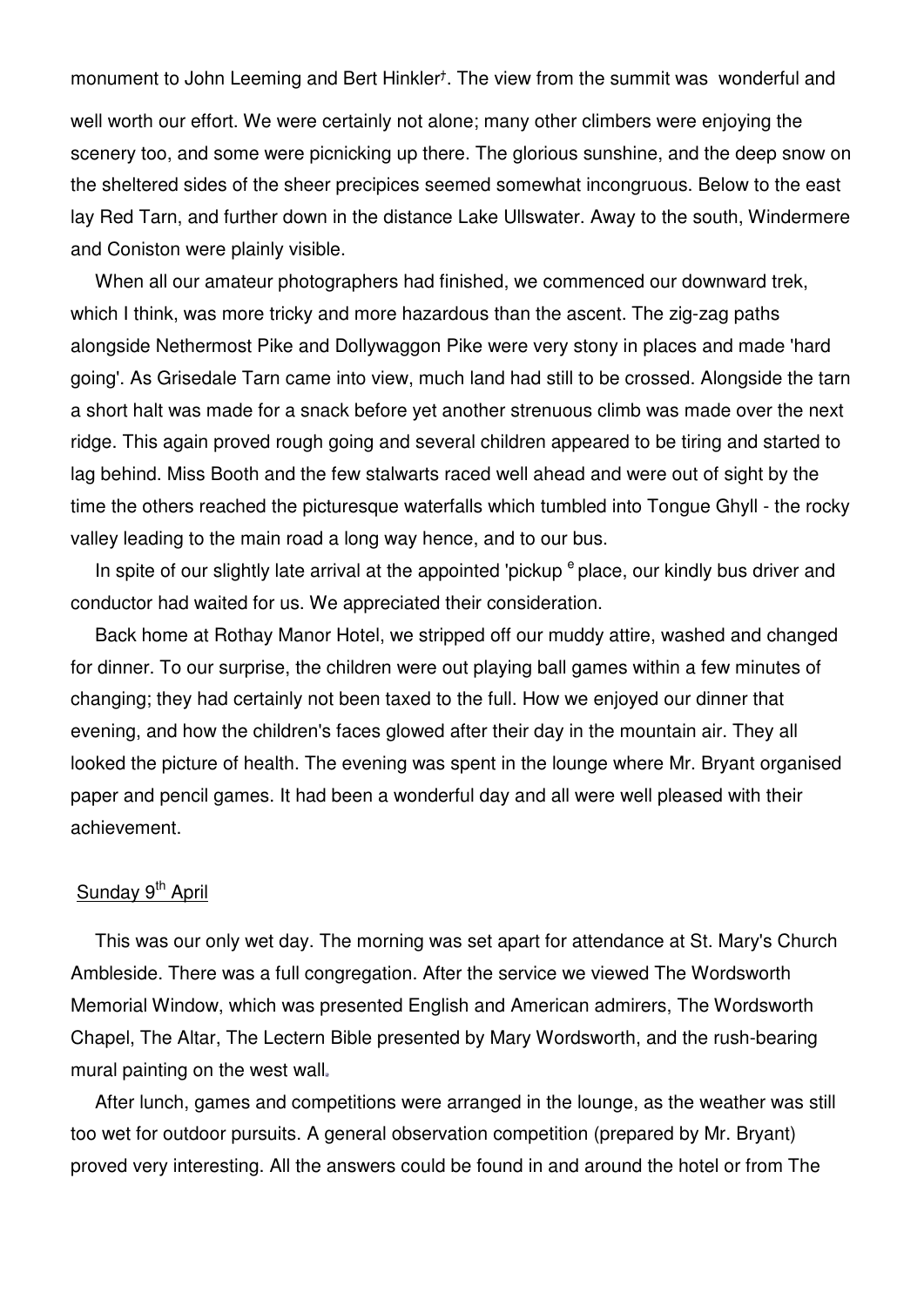monument to John Leeming and Bert Hinkler†. The view from the summit was wonderful and well worth our effort. We were certainly not alone; many other climbers were enjoying the scenery too, and some were picnicking up there. The glorious sunshine, and the deep snow on the sheltered sides of the sheer precipices seemed somewhat incongruous. Below to the east lay Red Tarn, and further down in the distance Lake Ullswater. Away to the south, Windermere and Coniston were plainly visible.

When all our amateur photographers had finished, we commenced our downward trek, which I think, was more tricky and more hazardous than the ascent. The zig-zag paths alongside Nethermost Pike and Dollywaggon Pike were very stony in places and made 'hard going'. As Grisedale Tarn came into view, much land had still to be crossed. Alongside the tarn a short halt was made for a snack before yet another strenuous climb was made over the next ridge. This again proved rough going and several children appeared to be tiring and started to lag behind. Miss Booth and the few stalwarts raced well ahead and were out of sight by the time the others reached the picturesque waterfalls which tumbled into Tongue Ghyll - the rocky valley leading to the main road a long way hence, and to our bus.

In spite of our slightly late arrival at the appointed 'pickup [e] place, our kindly bus driver and conductor had waited for us. We appreciated their consideration.

Back home at Rothay Manor Hotel, we stripped off our muddy attire, washed and changed for dinner. To our surprise, the children were out playing ball games within a few minutes of changing; they had certainly not been taxed to the full. How we enjoyed our dinner that evening, and how the children's faces glowed after their day in the mountain air. They all looked the picture of health. The evening was spent in the lounge where Mr. Bryant organised paper and pencil games. It had been a wonderful day and all were well pleased with their achievement.

Sunday 9th April

This was our only wet day. The morning was set apart for attendance at St. Mary's Church Ambleside. There was a full congregation. After the service we viewed The Wordsworth Memorial Window, which was presented English and American admirers, The Wordsworth Chapel, The Altar, The Lectern Bible presented by Mary Wordsworth, and the rush-bearing mural painting on the west wall.

After lunch, games and competitions were arranged in the lounge, as the weather was still too wet for outdoor pursuits. A general observation competition (prepared by Mr. Bryant) proved very interesting. All the answers could be found in and around the hotel or from The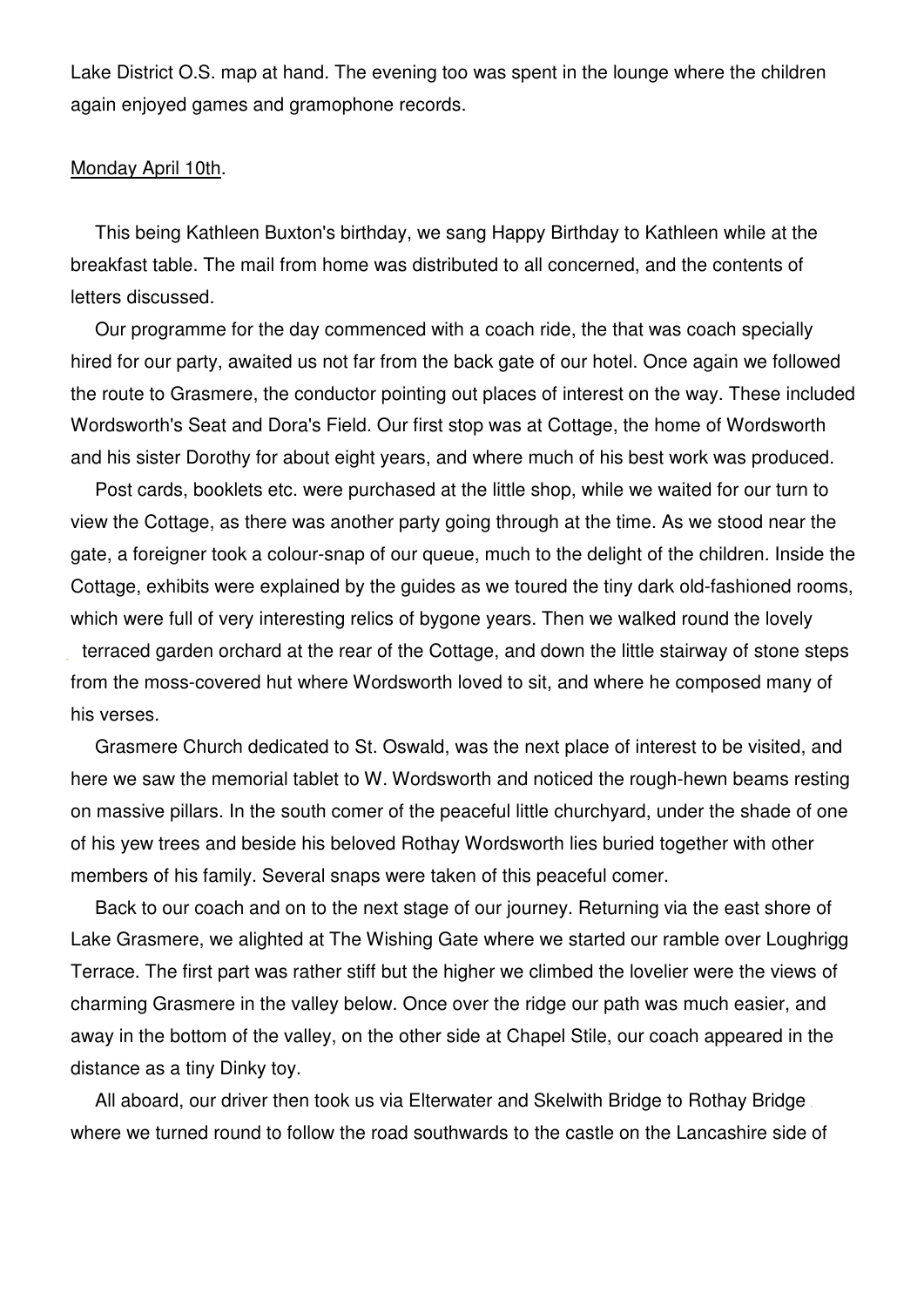Lake District O.S. map at hand. The evening too was spent in the lounge where the children again enjoyed games and gramophone records.

Monday April 10th.

This being Kathleen Buxton's birthday, we sang Happy Birthday to Kathleen while at the breakfast table. The mail from home was distributed to all concerned, and the contents of letters discussed.

Our programme for the day commenced with a coach ride, the that was coach specially hired for our party, awaited us not far from the back gate of our hotel. Once again we followed the route to Grasmere, the conductor pointing out places of interest on the way. These included Wordsworth's Seat and Dora's Field. Our first stop was at Cottage, the home of Wordsworth and his sister Dorothy for about eight years, and where much of his best work was produced.

Post cards, booklets etc. were purchased at the little shop, while we waited for our turn to view the Cottage, as there was another party going through at the time. As we stood near the gate, a foreigner took a colour-snap of our queue, much to the delight of the children. Inside the Cottage, exhibits were explained by the guides as we toured the tiny dark old-fashioned rooms, which were full of very interesting relics of bygone years. Then we walked round the lovely terraced garden orchard at the rear of the Cottage, and down the little stairway of stone steps from the moss-covered hut where Wordsworth loved to sit, and where he composed many of his verses.

Grasmere Church dedicated to St. Oswald, was the next place of interest to be visited, and here we saw the memorial tablet to W. Wordsworth and noticed the rough-hewn beams resting on massive pillars. In the south comer of the peaceful little churchyard, under the shade of one of his yew trees and beside his beloved Rothay Wordsworth lies buried together with other members of his family. Several snaps were taken of this peaceful comer.

Back to our coach and on to the next stage of our journey. Returning via the east shore of Lake Grasmere, we alighted at The Wishing Gate where we started our ramble over Loughrigg Terrace. The first part was rather stiff but the higher we climbed the lovelier were the views of charming Grasmere in the valley below. Once over the ridge our path was much easier, and away in the bottom of the valley, on the other side at Chapel Stile, our coach appeared in the distance as a tiny Dinky toy.

All aboard, our driver then took us via Elterwater and Skelwith Bridge to Rothay Bridge where we turned round to follow the road southwards to the castle on the Lancashire side of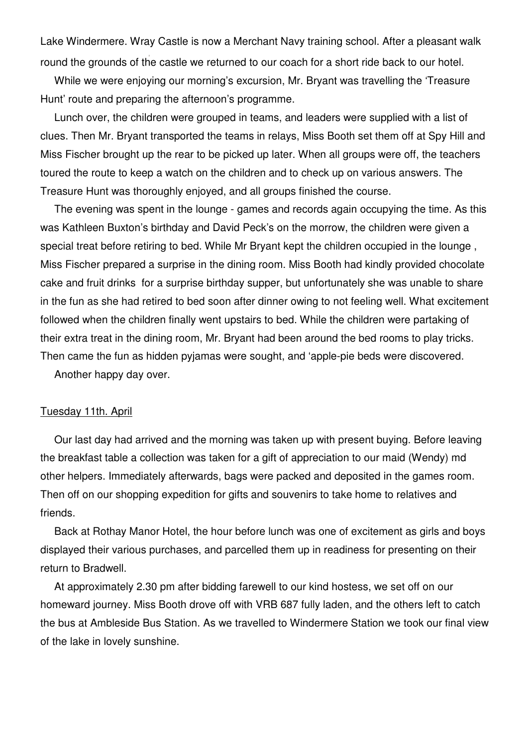Lake Windermere. Wray Castle is now a Merchant Navy training school. After a pleasant walk round the grounds of the castle we returned to our coach for a short ride back to our hotel.

While we were enjoying our morning's excursion, Mr. Bryant was travelling the 'Treasure Hunt' route and preparing the afternoon's programme.

Lunch over, the children were grouped in teams, and leaders were supplied with a list of clues. Then Mr. Bryant transported the teams in relays, Miss Booth set them off at Spy Hill and Miss Fischer brought up the rear to be picked up later. When all groups were off, the teachers toured the route to keep a watch on the children and to check up on various answers. The Treasure Hunt was thoroughly enjoyed, and all groups finished the course.

The evening was spent in the lounge - games and records again occupying the time. As this was Kathleen Buxton's birthday and David Peck's on the morrow, the children were given a special treat before retiring to bed. While Mr Bryant kept the children occupied in the lounge , Miss Fischer prepared a surprise in the dining room. Miss Booth had kindly provided chocolate cake and fruit drinks for a surprise birthday supper, but unfortunately she was unable to share in the fun as she had retired to bed soon after dinner owing to not feeling well. What excitement followed when the children finally went upstairs to bed. While the children were partaking of their extra treat in the dining room, Mr. Bryant had been around the bed rooms to play tricks. Then came the fun as hidden pyjamas were sought, and 'apple-pie beds were discovered.

Another happy day over.

<u>Tuesday 11th. April</u>

Our last day had arrived and the morning was taken up with present buying. Before leaving the breakfast table a collection was taken for a gift of appreciation to our maid (Wendy) md other helpers. Immediately afterwards, bags were packed and deposited in the games room. Then off on our shopping expedition for gifts and souvenirs to take home to relatives and friends.

Back at Rothay Manor Hotel, the hour before lunch was one of excitement as girls and boys displayed their various purchases, and parcelled them up in readiness for presenting on their return to Bradwell.

At approximately 2.30 pm after bidding farewell to our kind hostess, we set off on our homeward journey. Miss Booth drove off with VRB 687 fully laden, and the others left to catch the bus at Ambleside Bus Station. As we travelled to Windermere Station we took our final view of the lake in lovely sunshine.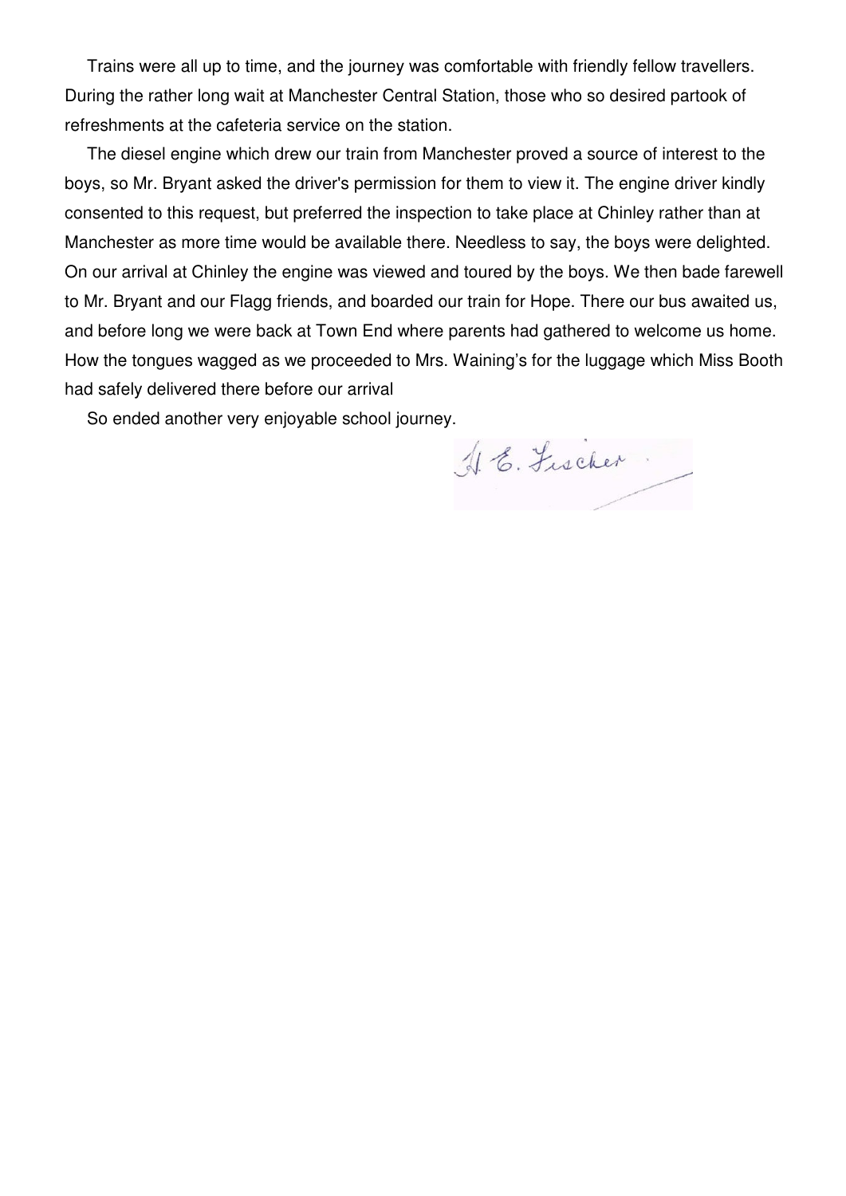Trains were all up to time, and the journey was comfortable with friendly fellow travellers. During the rather long wait at Manchester Central Station, those who so desired partook of refreshments at the cafeteria service on the station.

The diesel engine which drew our train from Manchester proved a source of interest to the boys, so Mr. Bryant asked the driver's permission for them to view it. The engine driver kindly consented to this request, but preferred the inspection to take place at Chinley rather than at Manchester as more time would be available there. Needless to say, the boys were delighted. On our arrival at Chinley the engine was viewed and toured by the boys. We then bade farewell to Mr. Bryant and our Flagg friends, and boarded our train for Hope. There our bus awaited us, and before long we were back at Town End where parents had gathered to welcome us home. How the tongues wagged as we proceeded to Mrs. Waining's for the luggage which Miss Booth had safely delivered there before our arrival

So ended another very enjoyable school journey.

H. E. Fischer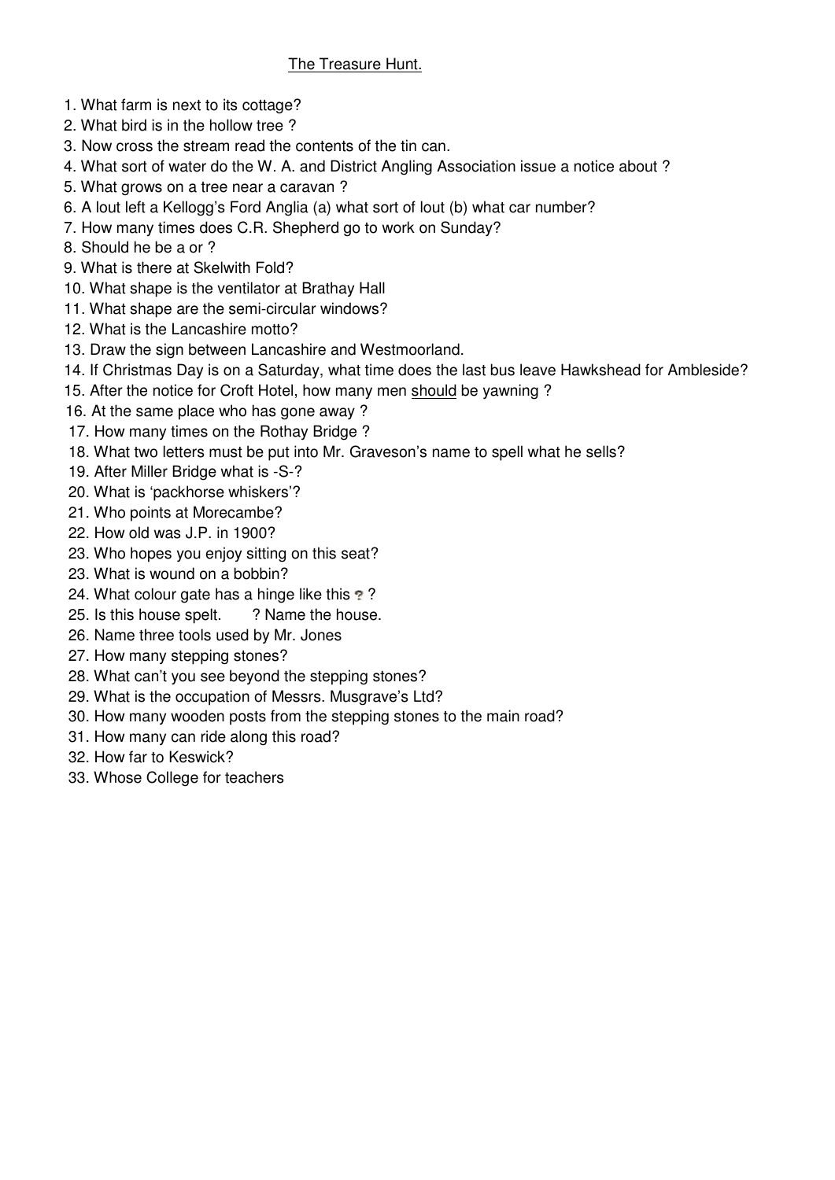# The Treasure Hunt.

1. What farm is next to its cottage?
2. What bird is in the hollow tree ?
3. Now cross the stream read the contents of the tin can.
4. What sort of water do the W. A. and District Angling Association issue a notice about ?
5. What grows on a tree near a caravan ?
6. A lout left a Kellogg's Ford Anglia (a) what sort of lout (b) what car number?
7. How many times does C.R. Shepherd go to work on Sunday?
8. Should he be a or ?
9. What is there at Skelwith Fold?
10. What shape is the ventilator at Brathay Hall
11. What shape are the semi-circular windows?
12. What is the Lancashire motto?
13. Draw the sign between Lancashire and Westmoorland.
14. If Christmas Day is on a Saturday, what time does the last bus leave Hawkshead for Ambleside?
15. After the notice for Croft Hotel, how many men <u>should</u> be yawning ?
16. At the same place who has gone away ?
17. How many times on the Rothay Bridge ?
18. What two letters must be put into Mr. Graveson's name to spell what he sells?
19. After Miller Bridge what is -S-?
20. What is 'packhorse whiskers'?
21. Who points at Morecambe?
22. How old was J.P. in 1900?
23. Who hopes you enjoy sitting on this seat?
23. What is wound on a bobbin?
24. What colour gate has a hinge like this ?
25. Is this house spelt. ? Name the house.
26. Name three tools used by Mr. Jones
27. How many stepping stones?
28. What can't you see beyond the stepping stones?
29. What is the occupation of Messrs. Musgrave's Ltd?
30. How many wooden posts from the stepping stones to the main road?
31. How many can ride along this road?
32. How far to Keswick?
33. Whose College for teachers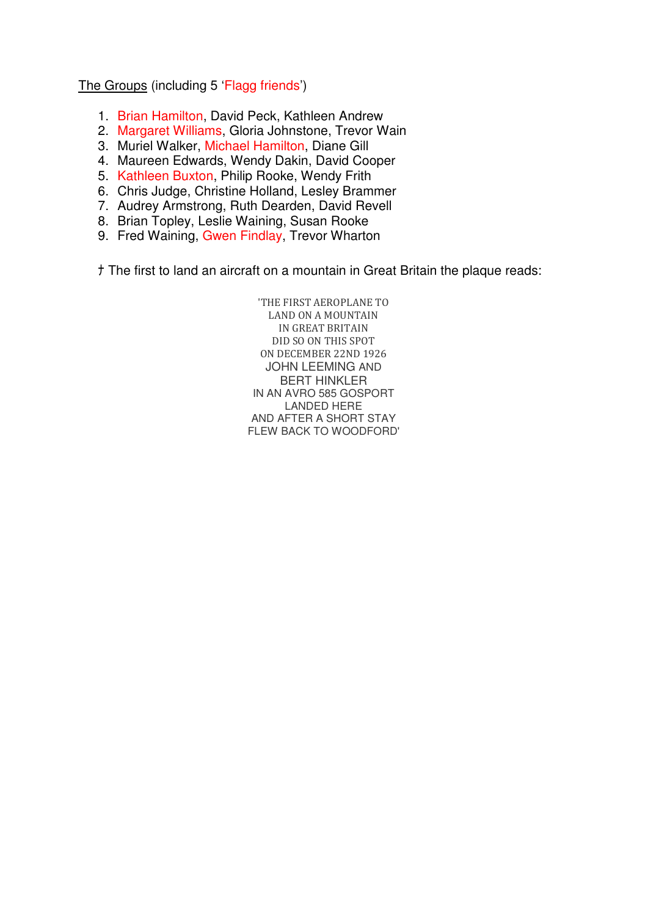The Groups (including 5 'Flagg friends')

1. Brian Hamilton, David Peck, Kathleen Andrew
2. Margaret Williams, Gloria Johnstone, Trevor Wain
3. Muriel Walker, Michael Hamilton, Diane Gill
4. Maureen Edwards, Wendy Dakin, David Cooper
5. Kathleen Buxton, Philip Rooke, Wendy Frith
6. Chris Judge, Christine Holland, Lesley Brammer
7. Audrey Armstrong, Ruth Dearden, David Revell
8. Brian Topley, Leslie Waining, Susan Rooke
9. Fred Waining, Gwen Findlay, Trevor Wharton

† The first to land an aircraft on a mountain in Great Britain the plaque reads:

'THE FIRST AEROPLANE TO
LAND ON A MOUNTAIN
IN GREAT BRITAIN
DID SO ON THIS SPOT
ON DECEMBER 22ND 1926
JOHN LEEMING AND
BERT HINKLER
IN AN AVRO 585 GOSPORT
LANDED HERE
AND AFTER A SHORT STAY
FLEW BACK TO WOODFORD'